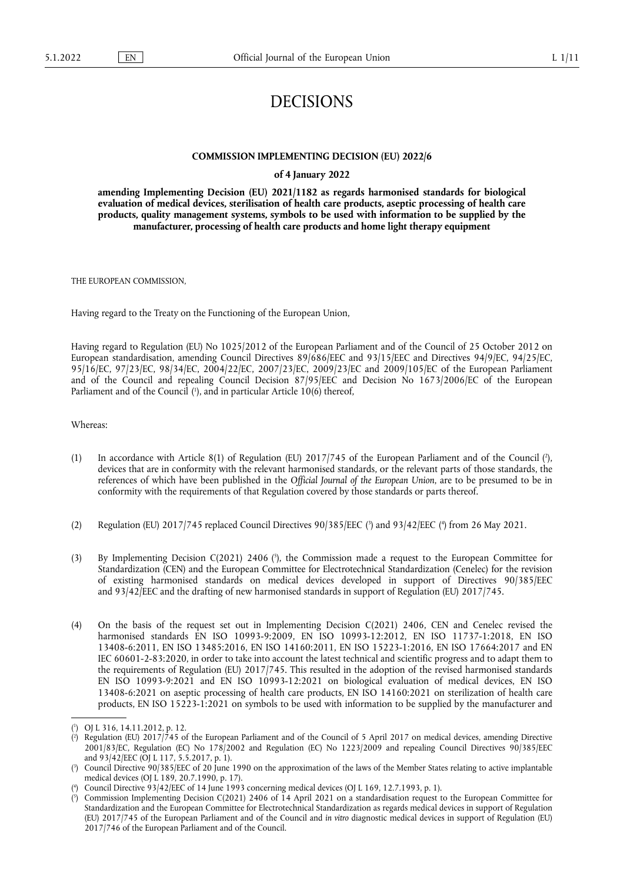# DECISIONS

## COMMISSION IMPLEMENTING DECISION (EU) 2022/6

### of 4 January 2022

### amending Implementing Decision (EU) 2021/1182 as regards harmonised standards for biological evaluation of medical devices, sterilisation of health care products, aseptic processing of health care products, quality management systems, symbols to be used with information to be supplied by the manufacturer, processing of health care products and home light therapy equipment

THE EUROPEAN COMMISSION,

Having regard to the Treaty on the Functioning of the European Union,

Having regard to Regulation (EU) No 1025/2012 of the European Parliament and of the Council of 25 October 2012 on European standardisation, amending Council Directives 89/686/EEC and 93/15/EEC and Directives 94/9/EC, 94/25/EC, 95/16/EC, 97/23/EC, 98/34/EC, 2004/22/EC, 2007/23/EC, 2009/23/EC and 2009/105/EC of the European Parliament and of the Council and repealing Council Decision 87/95/EEC and Decision No 1673/2006/EC of the European Parliament and of the Council [1], and in particular Article 10(6) thereof,

Whereas:

(1) In accordance with Article 8(1) of Regulation (EU) 2017/745 of the European Parliament and of the Council [2], devices that are in conformity with the relevant harmonised standards, or the relevant parts of those standards, the references of which have been published in the *Official Journal of the European Union*, are to be presumed to be in conformity with the requirements of that Regulation covered by those standards or parts thereof.

(2) Regulation (EU) 2017/745 replaced Council Directives 90/385/EEC [3] and 93/42/EEC [4] from 26 May 2021.

(3) By Implementing Decision C(2021) 2406 [5], the Commission made a request to the European Committee for Standardization (CEN) and the European Committee for Electrotechnical Standardization (Cenelec) for the revision of existing harmonised standards on medical devices developed in support of Directives 90/385/EEC and 93/42/EEC and the drafting of new harmonised standards in support of Regulation (EU) 2017/745.

(4) On the basis of the request set out in Implementing Decision C(2021) 2406, CEN and Cenelec revised the harmonised standards EN ISO 10993-9:2009, EN ISO 10993-12:2012, EN ISO 11737-1:2018, EN ISO 13408-6:2011, EN ISO 13485:2016, EN ISO 14160:2011, EN ISO 15223-1:2016, EN ISO 17664:2017 and EN IEC 60601-2-83:2020, in order to take into account the latest technical and scientific progress and to adapt them to the requirements of Regulation (EU) 2017/745. This resulted in the adoption of the revised harmonised standards EN ISO 10993-9:2021 and EN ISO 10993-12:2021 on biological evaluation of medical devices, EN ISO 13408-6:2021 on aseptic processing of health care products, EN ISO 14160:2021 on sterilization of health care products, EN ISO 15223-1:2021 on symbols to be used with information to be supplied by the manufacturer and

---

[1] OJ L 316, 14.11.2012, p. 12.

[2] Regulation (EU) 2017/745 of the European Parliament and of the Council of 5 April 2017 on medical devices, amending Directive 2001/83/EC, Regulation (EC) No 178/2002 and Regulation (EC) No 1223/2009 and repealing Council Directives 90/385/EEC and 93/42/EEC (OJ L 117, 5.5.2017, p. 1).

[3] Council Directive 90/385/EEC of 20 June 1990 on the approximation of the laws of the Member States relating to active implantable medical devices (OJ L 189, 20.7.1990, p. 17).

[4] Council Directive 93/42/EEC of 14 June 1993 concerning medical devices (OJ L 169, 12.7.1993, p. 1).

[5] Commission Implementing Decision C(2021) 2406 of 14 April 2021 on a standardisation request to the European Committee for Standardization and the European Committee for Electrotechnical Standardization as regards medical devices in support of Regulation (EU) 2017/745 of the European Parliament and of the Council and *in vitro* diagnostic medical devices in support of Regulation (EU) 2017/746 of the European Parliament and of the Council.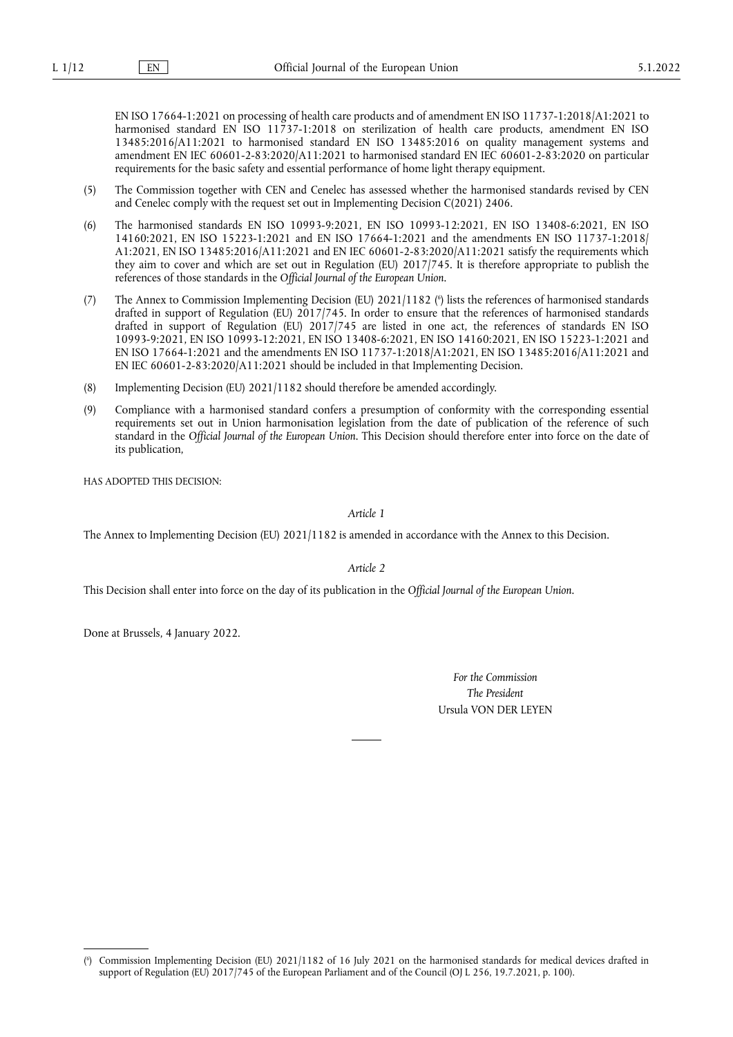EN ISO 17664-1:2021 on processing of health care products and of amendment EN ISO 11737-1:2018/A1:2021 to harmonised standard EN ISO 11737-1:2018 on sterilization of health care products, amendment EN ISO 13485:2016/A11:2021 to harmonised standard EN ISO 13485:2016 on quality management systems and amendment EN IEC 60601-2-83:2020/A11:2021 to harmonised standard EN IEC 60601-2-83:2020 on particular requirements for the basic safety and essential performance of home light therapy equipment.

(5) The Commission together with CEN and Cenelec has assessed whether the harmonised standards revised by CEN and Cenelec comply with the request set out in Implementing Decision C(2021) 2406.

(6) The harmonised standards EN ISO 10993-9:2021, EN ISO 10993-12:2021, EN ISO 13408-6:2021, EN ISO 14160:2021, EN ISO 15223-1:2021 and EN ISO 17664-1:2021 and the amendments EN ISO 11737-1:2018/A1:2021, EN ISO 13485:2016/A11:2021 and EN IEC 60601-2-83:2020/A11:2021 satisfy the requirements which they aim to cover and which are set out in Regulation (EU) 2017/745. It is therefore appropriate to publish the references of those standards in the *Official Journal of the European Union*.

(7) The Annex to Commission Implementing Decision (EU) 2021/1182 [6] lists the references of harmonised standards drafted in support of Regulation (EU) 2017/745. In order to ensure that the references of harmonised standards drafted in support of Regulation (EU) 2017/745 are listed in one act, the references of standards EN ISO 10993-9:2021, EN ISO 10993-12:2021, EN ISO 13408-6:2021, EN ISO 14160:2021, EN ISO 15223-1:2021 and EN ISO 17664-1:2021 and the amendments EN ISO 11737-1:2018/A1:2021, EN ISO 13485:2016/A11:2021 and EN IEC 60601-2-83:2020/A11:2021 should be included in that Implementing Decision.

(8) Implementing Decision (EU) 2021/1182 should therefore be amended accordingly.

(9) Compliance with a harmonised standard confers a presumption of conformity with the corresponding essential requirements set out in Union harmonisation legislation from the date of publication of the reference of such standard in the *Official Journal of the European Union*. This Decision should therefore enter into force on the date of its publication,

HAS ADOPTED THIS DECISION:

*Article 1*

The Annex to Implementing Decision (EU) 2021/1182 is amended in accordance with the Annex to this Decision.

*Article 2*

This Decision shall enter into force on the day of its publication in the *Official Journal of the European Union*.

Done at Brussels, 4 January 2022.

*For the Commission*

*The President*

Ursula VON DER LEYEN

---

[6] Commission Implementing Decision (EU) 2021/1182 of 16 July 2021 on the harmonised standards for medical devices drafted in support of Regulation (EU) 2017/745 of the European Parliament and of the Council (OJ L 256, 19.7.2021, p. 100).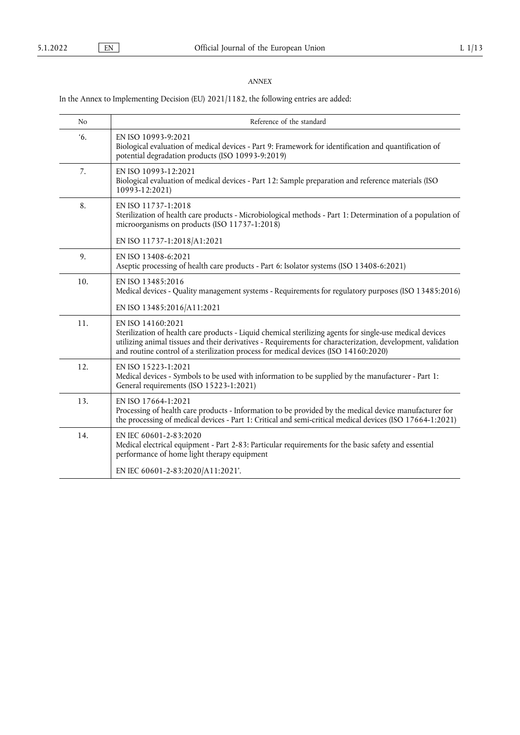*ANNEX*

In the Annex to Implementing Decision (EU) 2021/1182, the following entries are added:

| No | Reference of the standard |
|---|---|
| '6. | EN ISO 10993-9:2021<br>Biological evaluation of medical devices - Part 9: Framework for identification and quantification of potential degradation products (ISO 10993-9:2019) |
| 7. | EN ISO 10993-12:2021<br>Biological evaluation of medical devices - Part 12: Sample preparation and reference materials (ISO 10993-12:2021) |
| 8. | EN ISO 11737-1:2018<br>Sterilization of health care products - Microbiological methods - Part 1: Determination of a population of microorganisms on products (ISO 11737-1:2018)<br><br>EN ISO 11737-1:2018/A1:2021 |
| 9. | EN ISO 13408-6:2021<br>Aseptic processing of health care products - Part 6: Isolator systems (ISO 13408-6:2021) |
| 10. | EN ISO 13485:2016<br>Medical devices - Quality management systems - Requirements for regulatory purposes (ISO 13485:2016)<br><br>EN ISO 13485:2016/A11:2021 |
| 11. | EN ISO 14160:2021<br>Sterilization of health care products - Liquid chemical sterilizing agents for single-use medical devices utilizing animal tissues and their derivatives - Requirements for characterization, development, validation and routine control of a sterilization process for medical devices (ISO 14160:2020) |
| 12. | EN ISO 15223-1:2021<br>Medical devices - Symbols to be used with information to be supplied by the manufacturer - Part 1: General requirements (ISO 15223-1:2021) |
| 13. | EN ISO 17664-1:2021<br>Processing of health care products - Information to be provided by the medical device manufacturer for the processing of medical devices - Part 1: Critical and semi-critical medical devices (ISO 17664-1:2021) |
| 14. | EN IEC 60601-2-83:2020<br>Medical electrical equipment - Part 2-83: Particular requirements for the basic safety and essential performance of home light therapy equipment<br><br>EN IEC 60601-2-83:2020/A11:2021'. |